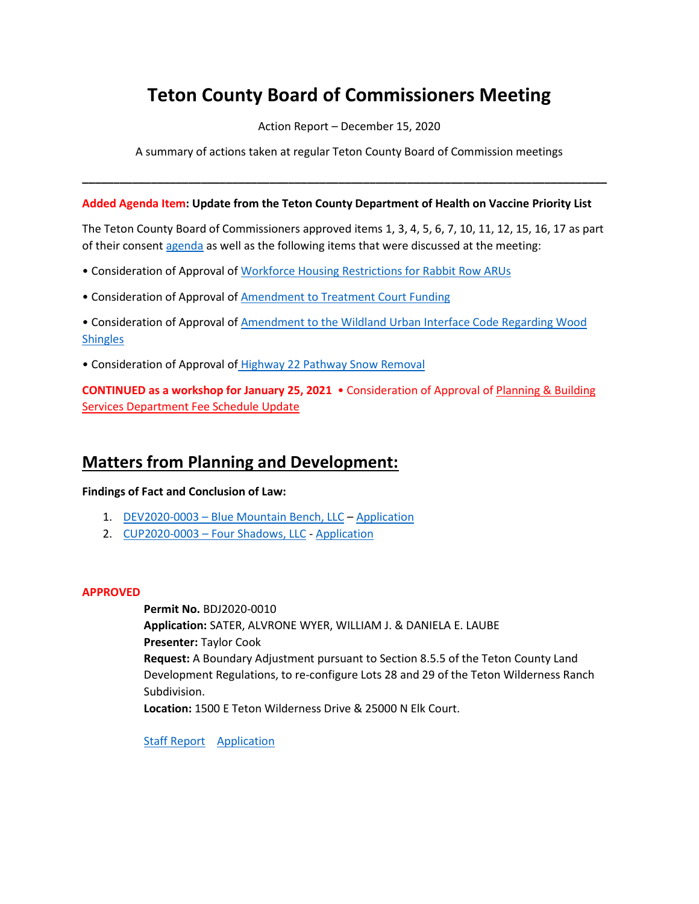# Teton County Board of Commissioners Meeting

Action Report – December 15, 2020

A summary of actions taken at regular Teton County Board of Commission meetings

---

**Added Agenda Item: Update from the Teton County Department of Health on Vaccine Priority List**

The Teton County Board of Commissioners approved items 1, 3, 4, 5, 6, 7, 10, 11, 12, 15, 16, 17 as part of their consent agenda as well as the following items that were discussed at the meeting:

• Consideration of Approval of Workforce Housing Restrictions for Rabbit Row ARUs

• Consideration of Approval of Amendment to Treatment Court Funding

• Consideration of Approval of Amendment to the Wildland Urban Interface Code Regarding Wood Shingles

• Consideration of Approval of Highway 22 Pathway Snow Removal

**CONTINUED as a workshop for January 25, 2021** • Consideration of Approval of Planning & Building Services Department Fee Schedule Update

## Matters from Planning and Development:

**Findings of Fact and Conclusion of Law:**

1. DEV2020-0003 – Blue Mountain Bench, LLC – Application
2. CUP2020-0003 – Four Shadows, LLC - Application

**APPROVED**

**Permit No.** BDJ2020-0010
**Application:** SATER, ALVRONE WYER, WILLIAM J. & DANIELA E. LAUBE
**Presenter:** Taylor Cook
**Request:** A Boundary Adjustment pursuant to Section 8.5.5 of the Teton County Land Development Regulations, to re-configure Lots 28 and 29 of the Teton Wilderness Ranch Subdivision.
**Location:** 1500 E Teton Wilderness Drive & 25000 N Elk Court.

Staff Report   Application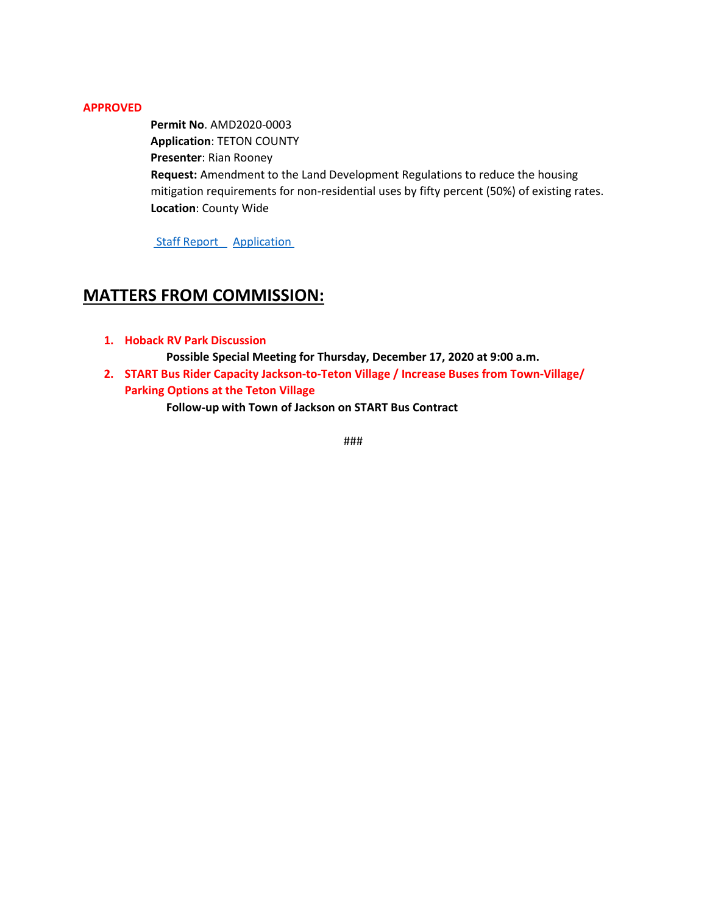**APPROVED**

**Permit No**. AMD2020-0003
**Application**: TETON COUNTY
**Presenter**: Rian Rooney
**Request:** Amendment to the Land Development Regulations to reduce the housing mitigation requirements for non-residential uses by fifty percent (50%) of existing rates.
**Location**: County Wide

Staff Report   Application

## MATTERS FROM COMMISSION:

1. **Hoback RV Park Discussion**

   **Possible Special Meeting for Thursday, December 17, 2020 at 9:00 a.m.**

2. **START Bus Rider Capacity Jackson-to-Teton Village / Increase Buses from Town-Village/ Parking Options at the Teton Village**

   **Follow-up with Town of Jackson on START Bus Contract**

###